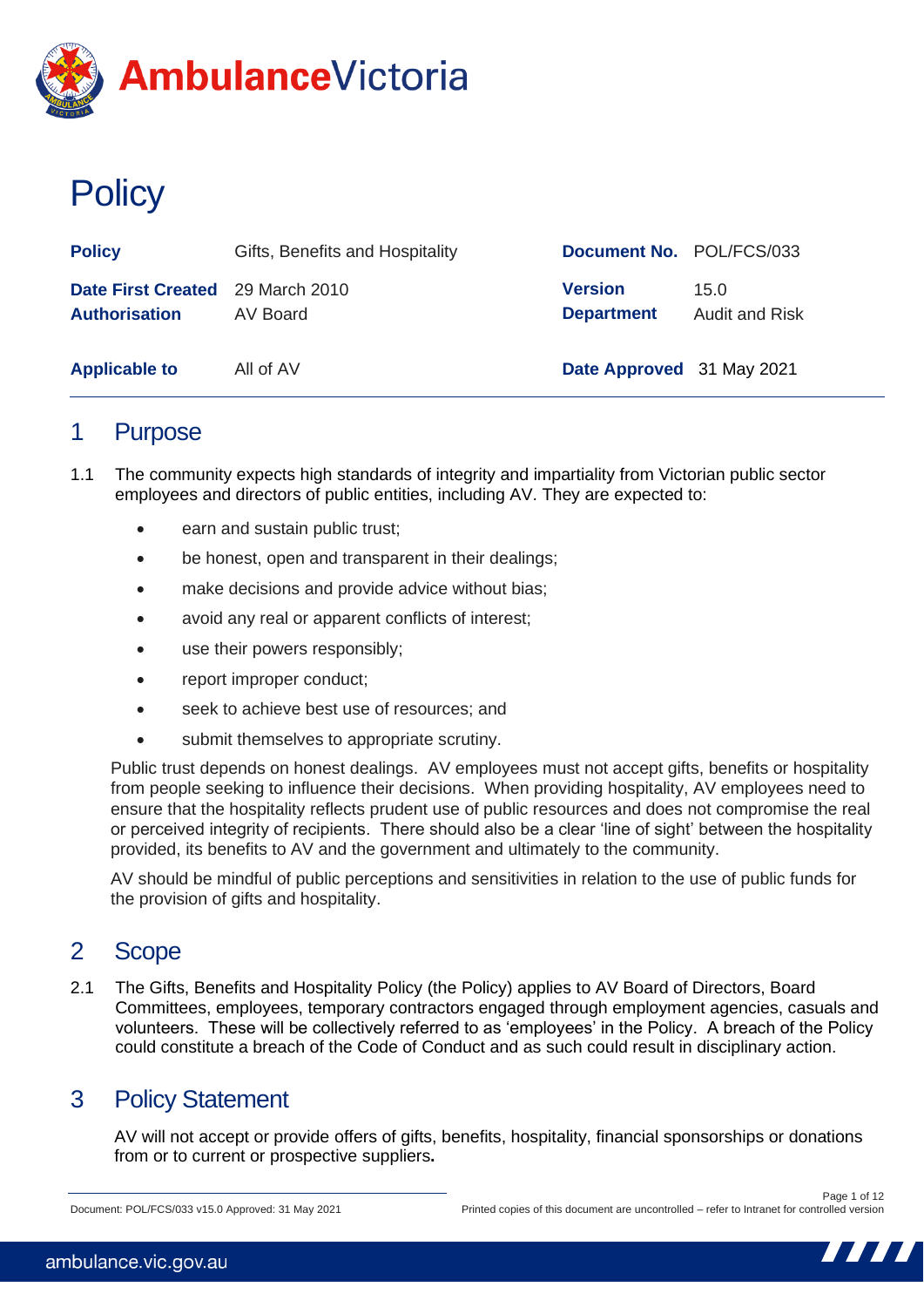# Policy

| Policy | Gifts, Benefits and Hospitality | Document No. | POL/FCS/033 |
|---|---|---|---|
| Date First Created | 29 March 2010 | Version | 15.0 |
| Authorisation | AV Board | Department | Audit and Risk |
| Applicable to | All of AV | Date Approved | 31 May 2021 |

## 1 Purpose

1.1 The community expects high standards of integrity and impartiality from Victorian public sector employees and directors of public entities, including AV. They are expected to:

- earn and sustain public trust;
- be honest, open and transparent in their dealings;
- make decisions and provide advice without bias;
- avoid any real or apparent conflicts of interest;
- use their powers responsibly;
- report improper conduct;
- seek to achieve best use of resources; and
- submit themselves to appropriate scrutiny.

Public trust depends on honest dealings. AV employees must not accept gifts, benefits or hospitality from people seeking to influence their decisions. When providing hospitality, AV employees need to ensure that the hospitality reflects prudent use of public resources and does not compromise the real or perceived integrity of recipients. There should also be a clear 'line of sight' between the hospitality provided, its benefits to AV and the government and ultimately to the community.

AV should be mindful of public perceptions and sensitivities in relation to the use of public funds for the provision of gifts and hospitality.

## 2 Scope

2.1 The Gifts, Benefits and Hospitality Policy (the Policy) applies to AV Board of Directors, Board Committees, employees, temporary contractors engaged through employment agencies, casuals and volunteers. These will be collectively referred to as 'employees' in the Policy. A breach of the Policy could constitute a breach of the Code of Conduct and as such could result in disciplinary action.

## 3 Policy Statement

AV will not accept or provide offers of gifts, benefits, hospitality, financial sponsorships or donations from or to current or prospective suppliers**.**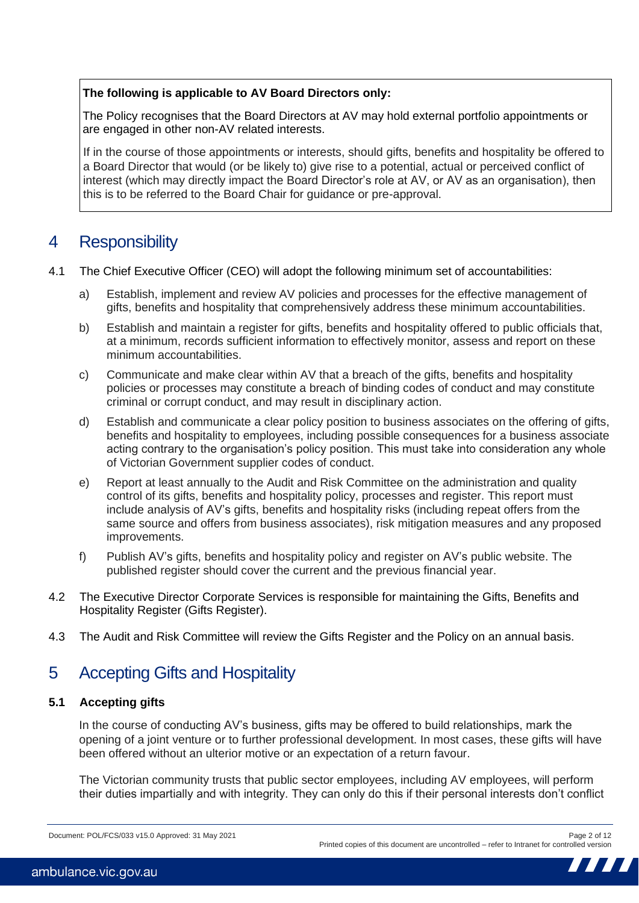**The following is applicable to AV Board Directors only:**

The Policy recognises that the Board Directors at AV may hold external portfolio appointments or are engaged in other non-AV related interests.

If in the course of those appointments or interests, should gifts, benefits and hospitality be offered to a Board Director that would (or be likely to) give rise to a potential, actual or perceived conflict of interest (which may directly impact the Board Director's role at AV, or AV as an organisation), then this is to be referred to the Board Chair for guidance or pre-approval.

## 4 Responsibility

4.1 The Chief Executive Officer (CEO) will adopt the following minimum set of accountabilities:

a) Establish, implement and review AV policies and processes for the effective management of gifts, benefits and hospitality that comprehensively address these minimum accountabilities.

b) Establish and maintain a register for gifts, benefits and hospitality offered to public officials that, at a minimum, records sufficient information to effectively monitor, assess and report on these minimum accountabilities.

c) Communicate and make clear within AV that a breach of the gifts, benefits and hospitality policies or processes may constitute a breach of binding codes of conduct and may constitute criminal or corrupt conduct, and may result in disciplinary action.

d) Establish and communicate a clear policy position to business associates on the offering of gifts, benefits and hospitality to employees, including possible consequences for a business associate acting contrary to the organisation's policy position. This must take into consideration any whole of Victorian Government supplier codes of conduct.

e) Report at least annually to the Audit and Risk Committee on the administration and quality control of its gifts, benefits and hospitality policy, processes and register. This report must include analysis of AV's gifts, benefits and hospitality risks (including repeat offers from the same source and offers from business associates), risk mitigation measures and any proposed improvements.

f) Publish AV's gifts, benefits and hospitality policy and register on AV's public website. The published register should cover the current and the previous financial year.

4.2 The Executive Director Corporate Services is responsible for maintaining the Gifts, Benefits and Hospitality Register (Gifts Register).

4.3 The Audit and Risk Committee will review the Gifts Register and the Policy on an annual basis.

## 5 Accepting Gifts and Hospitality

### 5.1 Accepting gifts

In the course of conducting AV's business, gifts may be offered to build relationships, mark the opening of a joint venture or to further professional development. In most cases, these gifts will have been offered without an ulterior motive or an expectation of a return favour.

The Victorian community trusts that public sector employees, including AV employees, will perform their duties impartially and with integrity. They can only do this if their personal interests don't conflict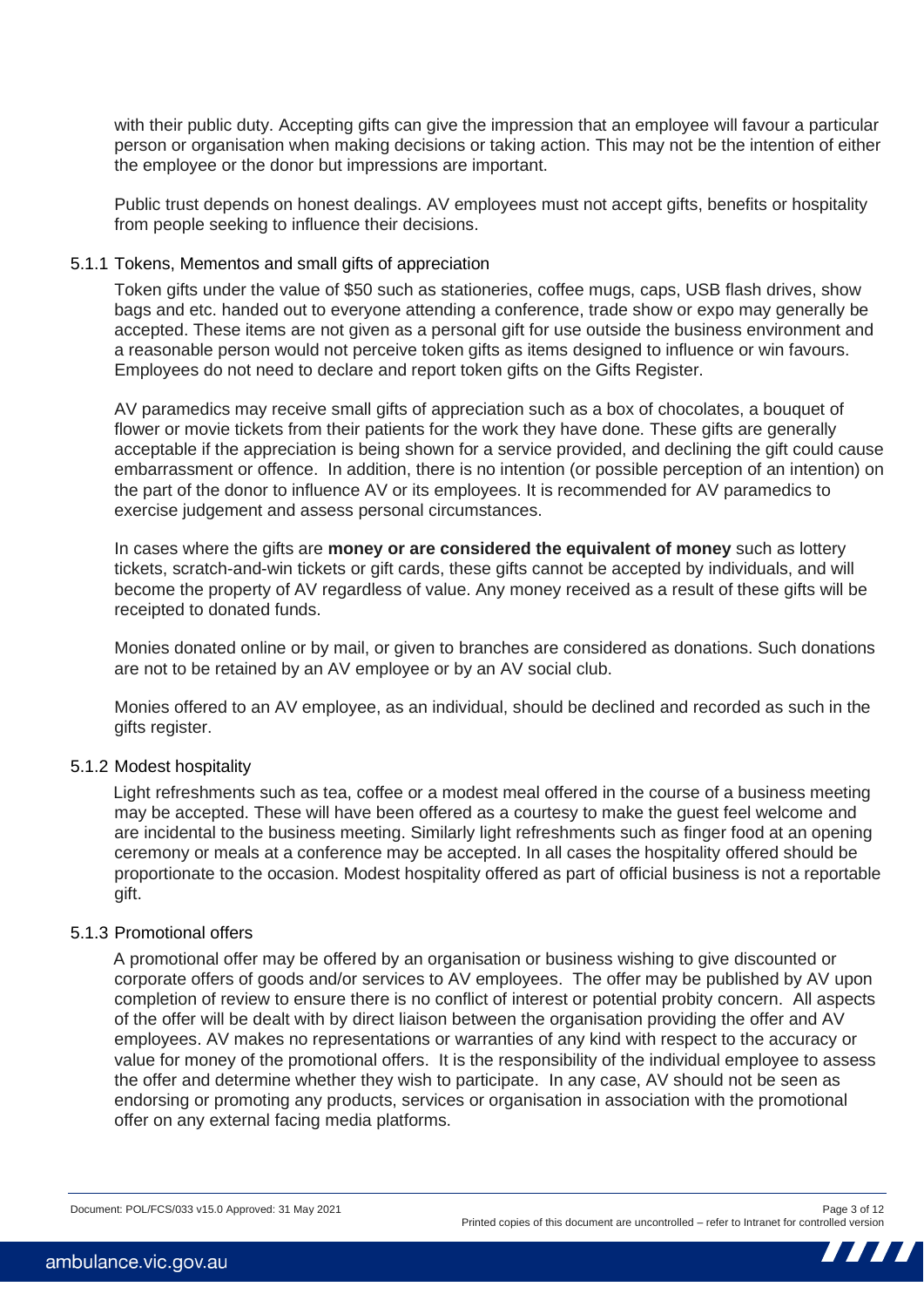with their public duty. Accepting gifts can give the impression that an employee will favour a particular person or organisation when making decisions or taking action. This may not be the intention of either the employee or the donor but impressions are important.

Public trust depends on honest dealings. AV employees must not accept gifts, benefits or hospitality from people seeking to influence their decisions.

### 5.1.1 Tokens, Mementos and small gifts of appreciation

Token gifts under the value of $50 such as stationeries, coffee mugs, caps, USB flash drives, show bags and etc. handed out to everyone attending a conference, trade show or expo may generally be accepted. These items are not given as a personal gift for use outside the business environment and a reasonable person would not perceive token gifts as items designed to influence or win favours. Employees do not need to declare and report token gifts on the Gifts Register.

AV paramedics may receive small gifts of appreciation such as a box of chocolates, a bouquet of flower or movie tickets from their patients for the work they have done. These gifts are generally acceptable if the appreciation is being shown for a service provided, and declining the gift could cause embarrassment or offence. In addition, there is no intention (or possible perception of an intention) on the part of the donor to influence AV or its employees. It is recommended for AV paramedics to exercise judgement and assess personal circumstances.

In cases where the gifts are **money or are considered the equivalent of money** such as lottery tickets, scratch-and-win tickets or gift cards, these gifts cannot be accepted by individuals, and will become the property of AV regardless of value. Any money received as a result of these gifts will be receipted to donated funds.

Monies donated online or by mail, or given to branches are considered as donations. Such donations are not to be retained by an AV employee or by an AV social club.

Monies offered to an AV employee, as an individual, should be declined and recorded as such in the gifts register.

### 5.1.2 Modest hospitality

Light refreshments such as tea, coffee or a modest meal offered in the course of a business meeting may be accepted. These will have been offered as a courtesy to make the guest feel welcome and are incidental to the business meeting. Similarly light refreshments such as finger food at an opening ceremony or meals at a conference may be accepted. In all cases the hospitality offered should be proportionate to the occasion. Modest hospitality offered as part of official business is not a reportable gift.

### 5.1.3 Promotional offers

A promotional offer may be offered by an organisation or business wishing to give discounted or corporate offers of goods and/or services to AV employees. The offer may be published by AV upon completion of review to ensure there is no conflict of interest or potential probity concern. All aspects of the offer will be dealt with by direct liaison between the organisation providing the offer and AV employees. AV makes no representations or warranties of any kind with respect to the accuracy or value for money of the promotional offers. It is the responsibility of the individual employee to assess the offer and determine whether they wish to participate. In any case, AV should not be seen as endorsing or promoting any products, services or organisation in association with the promotional offer on any external facing media platforms.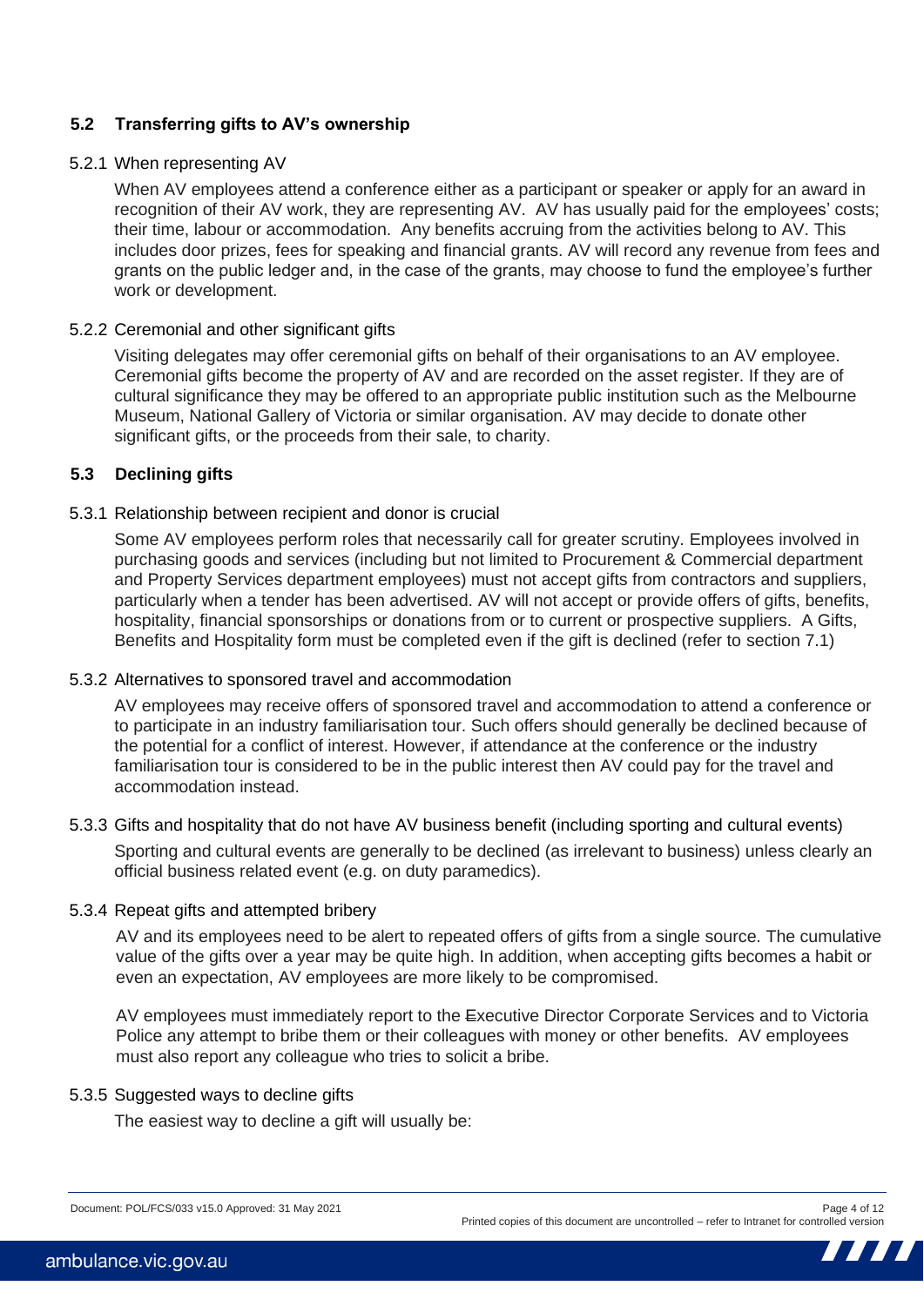### 5.2 Transferring gifts to AV's ownership

#### 5.2.1 When representing AV

When AV employees attend a conference either as a participant or speaker or apply for an award in recognition of their AV work, they are representing AV. AV has usually paid for the employees' costs; their time, labour or accommodation. Any benefits accruing from the activities belong to AV. This includes door prizes, fees for speaking and financial grants. AV will record any revenue from fees and grants on the public ledger and, in the case of the grants, may choose to fund the employee's further work or development.

#### 5.2.2 Ceremonial and other significant gifts

Visiting delegates may offer ceremonial gifts on behalf of their organisations to an AV employee. Ceremonial gifts become the property of AV and are recorded on the asset register. If they are of cultural significance they may be offered to an appropriate public institution such as the Melbourne Museum, National Gallery of Victoria or similar organisation. AV may decide to donate other significant gifts, or the proceeds from their sale, to charity.

### 5.3 Declining gifts

#### 5.3.1 Relationship between recipient and donor is crucial

Some AV employees perform roles that necessarily call for greater scrutiny. Employees involved in purchasing goods and services (including but not limited to Procurement & Commercial department and Property Services department employees) must not accept gifts from contractors and suppliers, particularly when a tender has been advertised. AV will not accept or provide offers of gifts, benefits, hospitality, financial sponsorships or donations from or to current or prospective suppliers. A Gifts, Benefits and Hospitality form must be completed even if the gift is declined (refer to section 7.1)

#### 5.3.2 Alternatives to sponsored travel and accommodation

AV employees may receive offers of sponsored travel and accommodation to attend a conference or to participate in an industry familiarisation tour. Such offers should generally be declined because of the potential for a conflict of interest. However, if attendance at the conference or the industry familiarisation tour is considered to be in the public interest then AV could pay for the travel and accommodation instead.

#### 5.3.3 Gifts and hospitality that do not have AV business benefit (including sporting and cultural events)

Sporting and cultural events are generally to be declined (as irrelevant to business) unless clearly an official business related event (e.g. on duty paramedics).

#### 5.3.4 Repeat gifts and attempted bribery

AV and its employees need to be alert to repeated offers of gifts from a single source. The cumulative value of the gifts over a year may be quite high. In addition, when accepting gifts becomes a habit or even an expectation, AV employees are more likely to be compromised.

AV employees must immediately report to the Executive Director Corporate Services and to Victoria Police any attempt to bribe them or their colleagues with money or other benefits. AV employees must also report any colleague who tries to solicit a bribe.

#### 5.3.5 Suggested ways to decline gifts

The easiest way to decline a gift will usually be: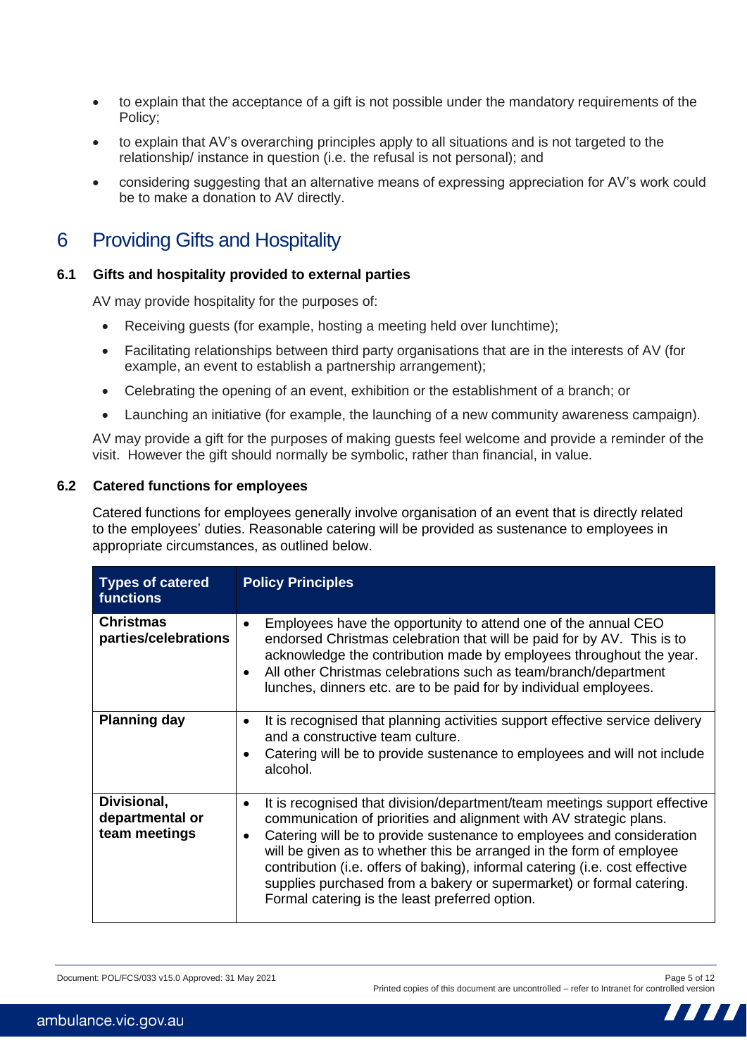- to explain that the acceptance of a gift is not possible under the mandatory requirements of the Policy;
- to explain that AV's overarching principles apply to all situations and is not targeted to the relationship/ instance in question (i.e. the refusal is not personal); and
- considering suggesting that an alternative means of expressing appreciation for AV's work could be to make a donation to AV directly.

# 6 Providing Gifts and Hospitality

### 6.1 Gifts and hospitality provided to external parties

AV may provide hospitality for the purposes of:

- Receiving guests (for example, hosting a meeting held over lunchtime);
- Facilitating relationships between third party organisations that are in the interests of AV (for example, an event to establish a partnership arrangement);
- Celebrating the opening of an event, exhibition or the establishment of a branch; or
- Launching an initiative (for example, the launching of a new community awareness campaign).

AV may provide a gift for the purposes of making guests feel welcome and provide a reminder of the visit. However the gift should normally be symbolic, rather than financial, in value.

### 6.2 Catered functions for employees

Catered functions for employees generally involve organisation of an event that is directly related to the employees' duties. Reasonable catering will be provided as sustenance to employees in appropriate circumstances, as outlined below.

| Types of catered functions | Policy Principles |
|---|---|
| **Christmas parties/celebrations** | • Employees have the opportunity to attend one of the annual CEO endorsed Christmas celebration that will be paid for by AV. This is to acknowledge the contribution made by employees throughout the year.<br>• All other Christmas celebrations such as team/branch/department lunches, dinners etc. are to be paid for by individual employees. |
| **Planning day** | • It is recognised that planning activities support effective service delivery and a constructive team culture.<br>• Catering will be to provide sustenance to employees and will not include alcohol. |
| **Divisional, departmental or team meetings** | • It is recognised that division/department/team meetings support effective communication of priorities and alignment with AV strategic plans.<br>• Catering will be to provide sustenance to employees and consideration will be given as to whether this be arranged in the form of employee contribution (i.e. offers of baking), informal catering (i.e. cost effective supplies purchased from a bakery or supermarket) or formal catering. Formal catering is the least preferred option. |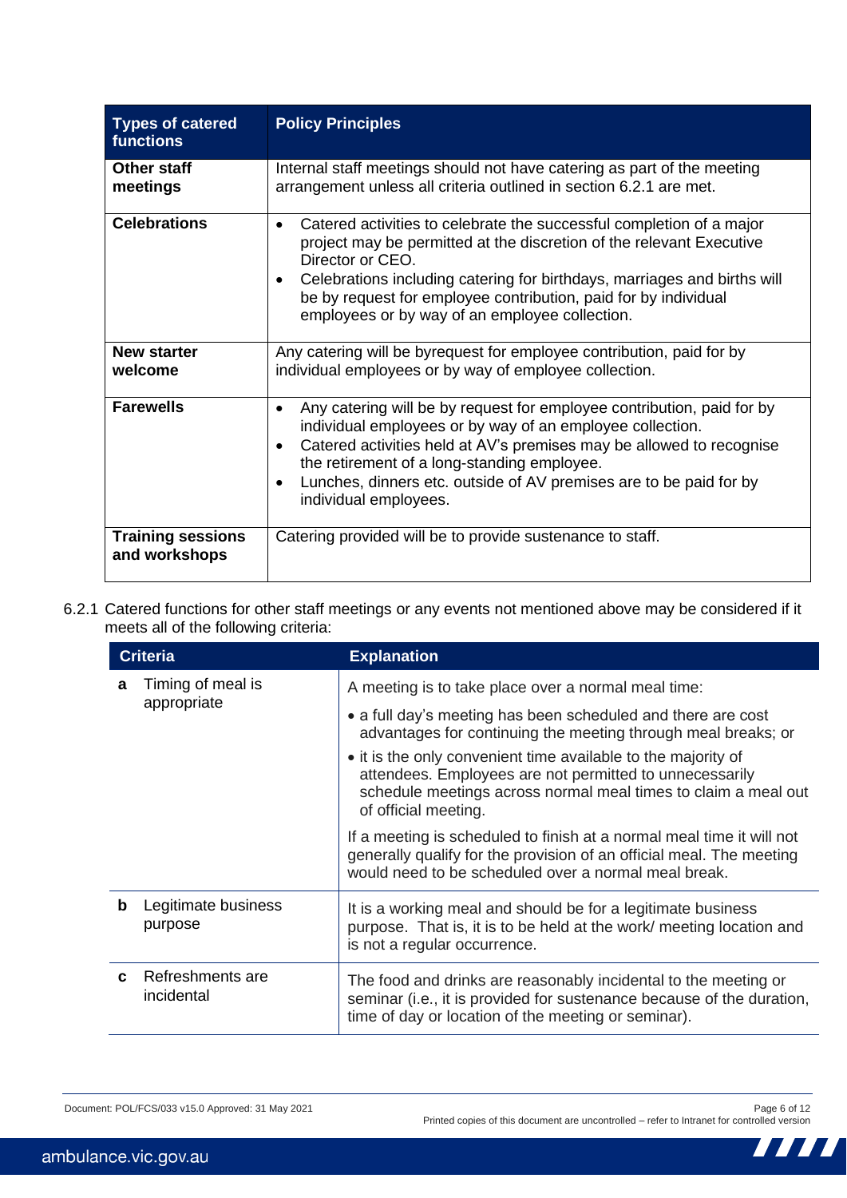| Types of catered functions | Policy Principles |
|---|---|
| **Other staff meetings** | Internal staff meetings should not have catering as part of the meeting arrangement unless all criteria outlined in section 6.2.1 are met. |
| **Celebrations** | • Catered activities to celebrate the successful completion of a major project may be permitted at the discretion of the relevant Executive Director or CEO.<br>• Celebrations including catering for birthdays, marriages and births will be by request for employee contribution, paid for by individual employees or by way of an employee collection. |
| **New starter welcome** | Any catering will be byrequest for employee contribution, paid for by individual employees or by way of employee collection. |
| **Farewells** | • Any catering will be by request for employee contribution, paid for by individual employees or by way of an employee collection.<br>• Catered activities held at AV's premises may be allowed to recognise the retirement of a long-standing employee.<br>• Lunches, dinners etc. outside of AV premises are to be paid for by individual employees. |
| **Training sessions and workshops** | Catering provided will be to provide sustenance to staff. |

6.2.1 Catered functions for other staff meetings or any events not mentioned above may be considered if it meets all of the following criteria:

| Criteria | Explanation |
|---|---|
| **a** Timing of meal is appropriate | A meeting is to take place over a normal meal time:<br>• a full day's meeting has been scheduled and there are cost advantages for continuing the meeting through meal breaks; or<br>• it is the only convenient time available to the majority of attendees. Employees are not permitted to unnecessarily schedule meetings across normal meal times to claim a meal out of official meeting.<br>If a meeting is scheduled to finish at a normal meal time it will not generally qualify for the provision of an official meal. The meeting would need to be scheduled over a normal meal break. |
| **b** Legitimate business purpose | It is a working meal and should be for a legitimate business purpose. That is, it is to be held at the work/ meeting location and is not a regular occurrence. |
| **c** Refreshments are incidental | The food and drinks are reasonably incidental to the meeting or seminar (i.e., it is provided for sustenance because of the duration, time of day or location of the meeting or seminar). |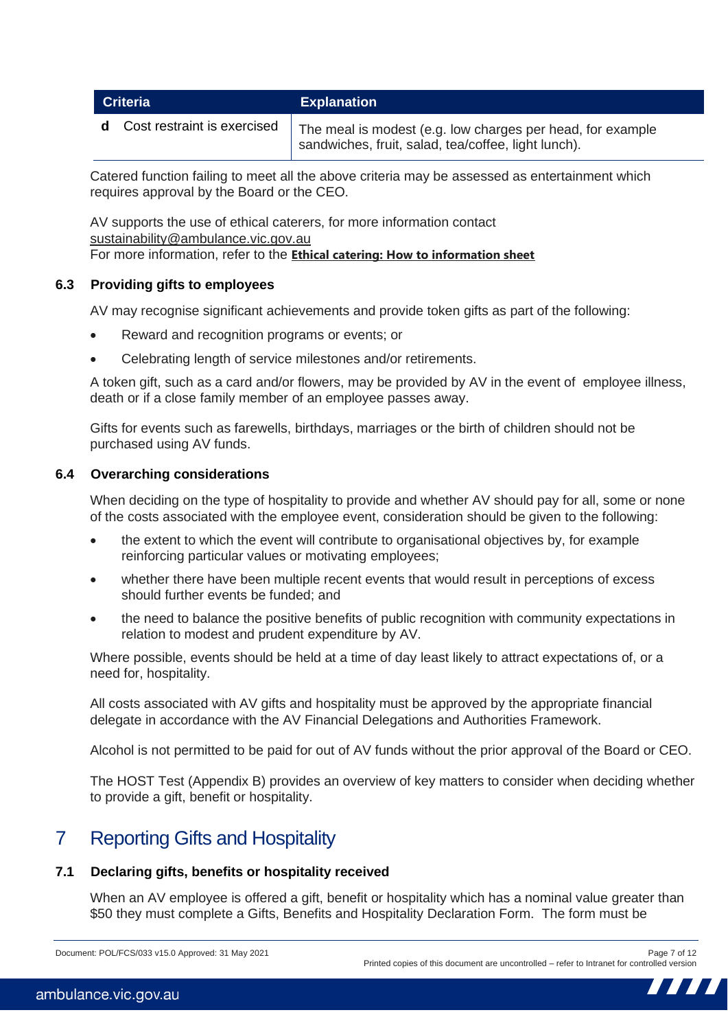| | Criteria | Explanation |
|---|---|---|
| **d** | Cost restraint is exercised | The meal is modest (e.g. low charges per head, for example sandwiches, fruit, salad, tea/coffee, light lunch). |

Catered function failing to meet all the above criteria may be assessed as entertainment which requires approval by the Board or the CEO.

AV supports the use of ethical caterers, for more information contact sustainability@ambulance.vic.gov.au
For more information, refer to the **Ethical catering: How to information sheet**

### 6.3 Providing gifts to employees

AV may recognise significant achievements and provide token gifts as part of the following:

- Reward and recognition programs or events; or
- Celebrating length of service milestones and/or retirements.

A token gift, such as a card and/or flowers, may be provided by AV in the event of employee illness, death or if a close family member of an employee passes away.

Gifts for events such as farewells, birthdays, marriages or the birth of children should not be purchased using AV funds.

### 6.4 Overarching considerations

When deciding on the type of hospitality to provide and whether AV should pay for all, some or none of the costs associated with the employee event, consideration should be given to the following:

- the extent to which the event will contribute to organisational objectives by, for example reinforcing particular values or motivating employees;
- whether there have been multiple recent events that would result in perceptions of excess should further events be funded; and
- the need to balance the positive benefits of public recognition with community expectations in relation to modest and prudent expenditure by AV.

Where possible, events should be held at a time of day least likely to attract expectations of, or a need for, hospitality.

All costs associated with AV gifts and hospitality must be approved by the appropriate financial delegate in accordance with the AV Financial Delegations and Authorities Framework.

Alcohol is not permitted to be paid for out of AV funds without the prior approval of the Board or CEO.

The HOST Test (Appendix B) provides an overview of key matters to consider when deciding whether to provide a gift, benefit or hospitality.

## 7 Reporting Gifts and Hospitality

### 7.1 Declaring gifts, benefits or hospitality received

When an AV employee is offered a gift, benefit or hospitality which has a nominal value greater than $50 they must complete a Gifts, Benefits and Hospitality Declaration Form. The form must be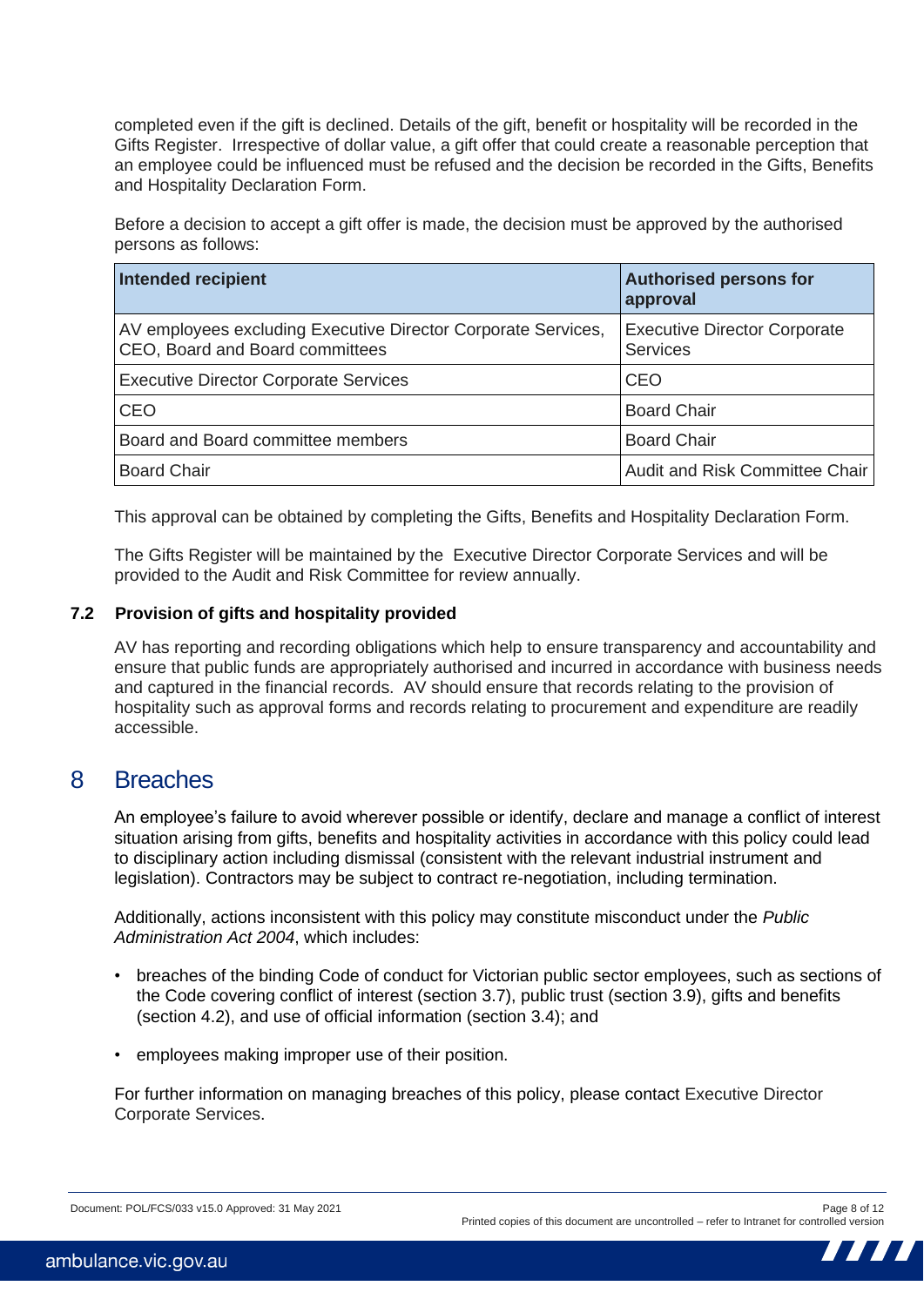completed even if the gift is declined. Details of the gift, benefit or hospitality will be recorded in the Gifts Register. Irrespective of dollar value, a gift offer that could create a reasonable perception that an employee could be influenced must be refused and the decision be recorded in the Gifts, Benefits and Hospitality Declaration Form.

Before a decision to accept a gift offer is made, the decision must be approved by the authorised persons as follows:

| Intended recipient | Authorised persons for approval |
|---|---|
| AV employees excluding Executive Director Corporate Services, CEO, Board and Board committees | Executive Director Corporate Services |
| Executive Director Corporate Services | CEO |
| CEO | Board Chair |
| Board and Board committee members | Board Chair |
| Board Chair | Audit and Risk Committee Chair |

This approval can be obtained by completing the Gifts, Benefits and Hospitality Declaration Form.

The Gifts Register will be maintained by the Executive Director Corporate Services and will be provided to the Audit and Risk Committee for review annually.

### 7.2 Provision of gifts and hospitality provided

AV has reporting and recording obligations which help to ensure transparency and accountability and ensure that public funds are appropriately authorised and incurred in accordance with business needs and captured in the financial records. AV should ensure that records relating to the provision of hospitality such as approval forms and records relating to procurement and expenditure are readily accessible.

## 8 Breaches

An employee's failure to avoid wherever possible or identify, declare and manage a conflict of interest situation arising from gifts, benefits and hospitality activities in accordance with this policy could lead to disciplinary action including dismissal (consistent with the relevant industrial instrument and legislation). Contractors may be subject to contract re-negotiation, including termination.

Additionally, actions inconsistent with this policy may constitute misconduct under the *Public Administration Act 2004*, which includes:

- breaches of the binding Code of conduct for Victorian public sector employees, such as sections of the Code covering conflict of interest (section 3.7), public trust (section 3.9), gifts and benefits (section 4.2), and use of official information (section 3.4); and
- employees making improper use of their position.

For further information on managing breaches of this policy, please contact Executive Director Corporate Services.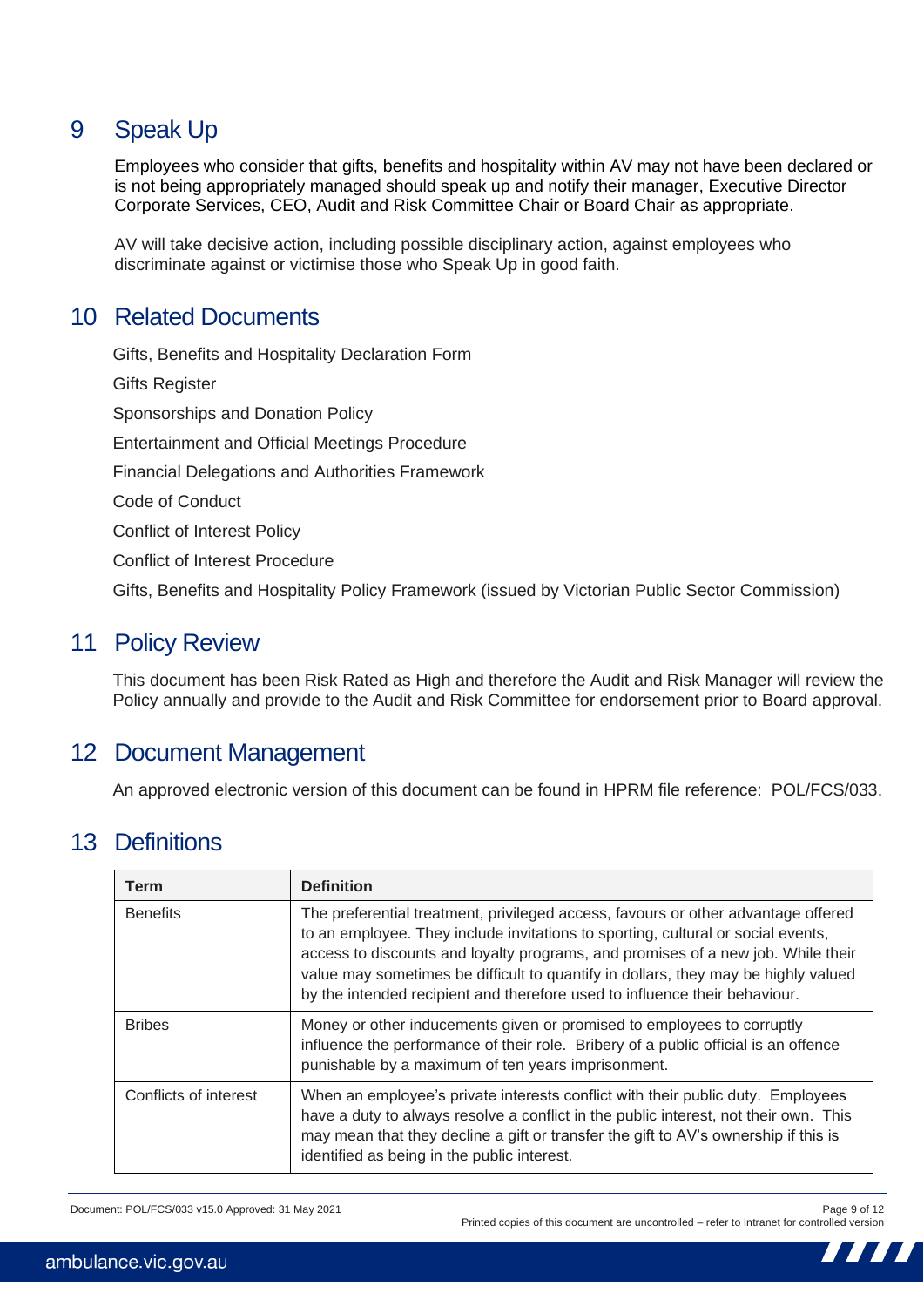## 9 Speak Up

Employees who consider that gifts, benefits and hospitality within AV may not have been declared or is not being appropriately managed should speak up and notify their manager, Executive Director Corporate Services, CEO, Audit and Risk Committee Chair or Board Chair as appropriate.

AV will take decisive action, including possible disciplinary action, against employees who discriminate against or victimise those who Speak Up in good faith.

## 10 Related Documents

Gifts, Benefits and Hospitality Declaration Form

Gifts Register

Sponsorships and Donation Policy

Entertainment and Official Meetings Procedure

Financial Delegations and Authorities Framework

Code of Conduct

Conflict of Interest Policy

Conflict of Interest Procedure

Gifts, Benefits and Hospitality Policy Framework (issued by Victorian Public Sector Commission)

## 11 Policy Review

This document has been Risk Rated as High and therefore the Audit and Risk Manager will review the Policy annually and provide to the Audit and Risk Committee for endorsement prior to Board approval.

## 12 Document Management

An approved electronic version of this document can be found in HPRM file reference: POL/FCS/033.

## 13 Definitions

| Term | Definition |
|---|---|
| Benefits | The preferential treatment, privileged access, favours or other advantage offered to an employee. They include invitations to sporting, cultural or social events, access to discounts and loyalty programs, and promises of a new job. While their value may sometimes be difficult to quantify in dollars, they may be highly valued by the intended recipient and therefore used to influence their behaviour. |
| Bribes | Money or other inducements given or promised to employees to corruptly influence the performance of their role. Bribery of a public official is an offence punishable by a maximum of ten years imprisonment. |
| Conflicts of interest | When an employee's private interests conflict with their public duty. Employees have a duty to always resolve a conflict in the public interest, not their own. This may mean that they decline a gift or transfer the gift to AV's ownership if this is identified as being in the public interest. |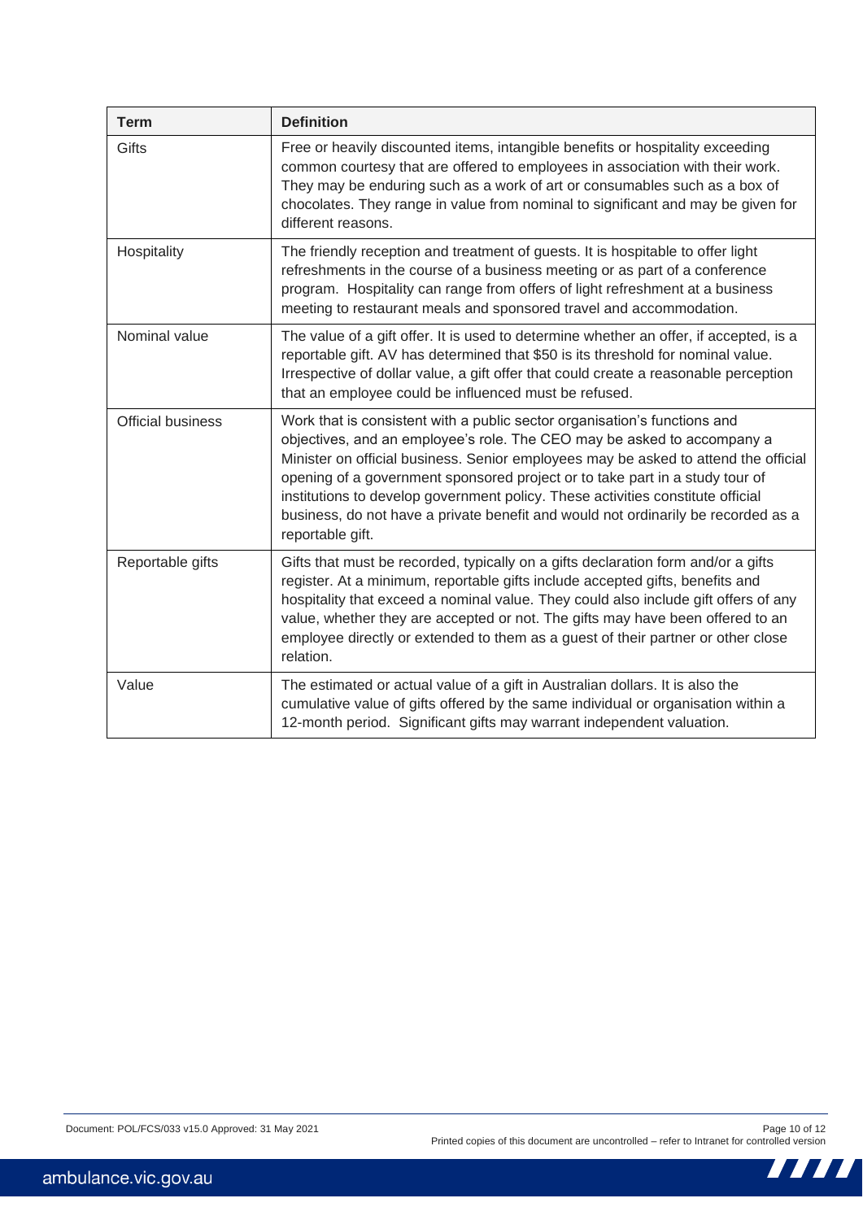| Term | Definition |
|---|---|
| Gifts | Free or heavily discounted items, intangible benefits or hospitality exceeding common courtesy that are offered to employees in association with their work. They may be enduring such as a work of art or consumables such as a box of chocolates. They range in value from nominal to significant and may be given for different reasons. |
| Hospitality | The friendly reception and treatment of guests. It is hospitable to offer light refreshments in the course of a business meeting or as part of a conference program. Hospitality can range from offers of light refreshment at a business meeting to restaurant meals and sponsored travel and accommodation. |
| Nominal value | The value of a gift offer. It is used to determine whether an offer, if accepted, is a reportable gift. AV has determined that $50 is its threshold for nominal value. Irrespective of dollar value, a gift offer that could create a reasonable perception that an employee could be influenced must be refused. |
| Official business | Work that is consistent with a public sector organisation's functions and objectives, and an employee's role. The CEO may be asked to accompany a Minister on official business. Senior employees may be asked to attend the official opening of a government sponsored project or to take part in a study tour of institutions to develop government policy. These activities constitute official business, do not have a private benefit and would not ordinarily be recorded as a reportable gift. |
| Reportable gifts | Gifts that must be recorded, typically on a gifts declaration form and/or a gifts register. At a minimum, reportable gifts include accepted gifts, benefits and hospitality that exceed a nominal value. They could also include gift offers of any value, whether they are accepted or not. The gifts may have been offered to an employee directly or extended to them as a guest of their partner or other close relation. |
| Value | The estimated or actual value of a gift in Australian dollars. It is also the cumulative value of gifts offered by the same individual or organisation within a 12-month period. Significant gifts may warrant independent valuation. |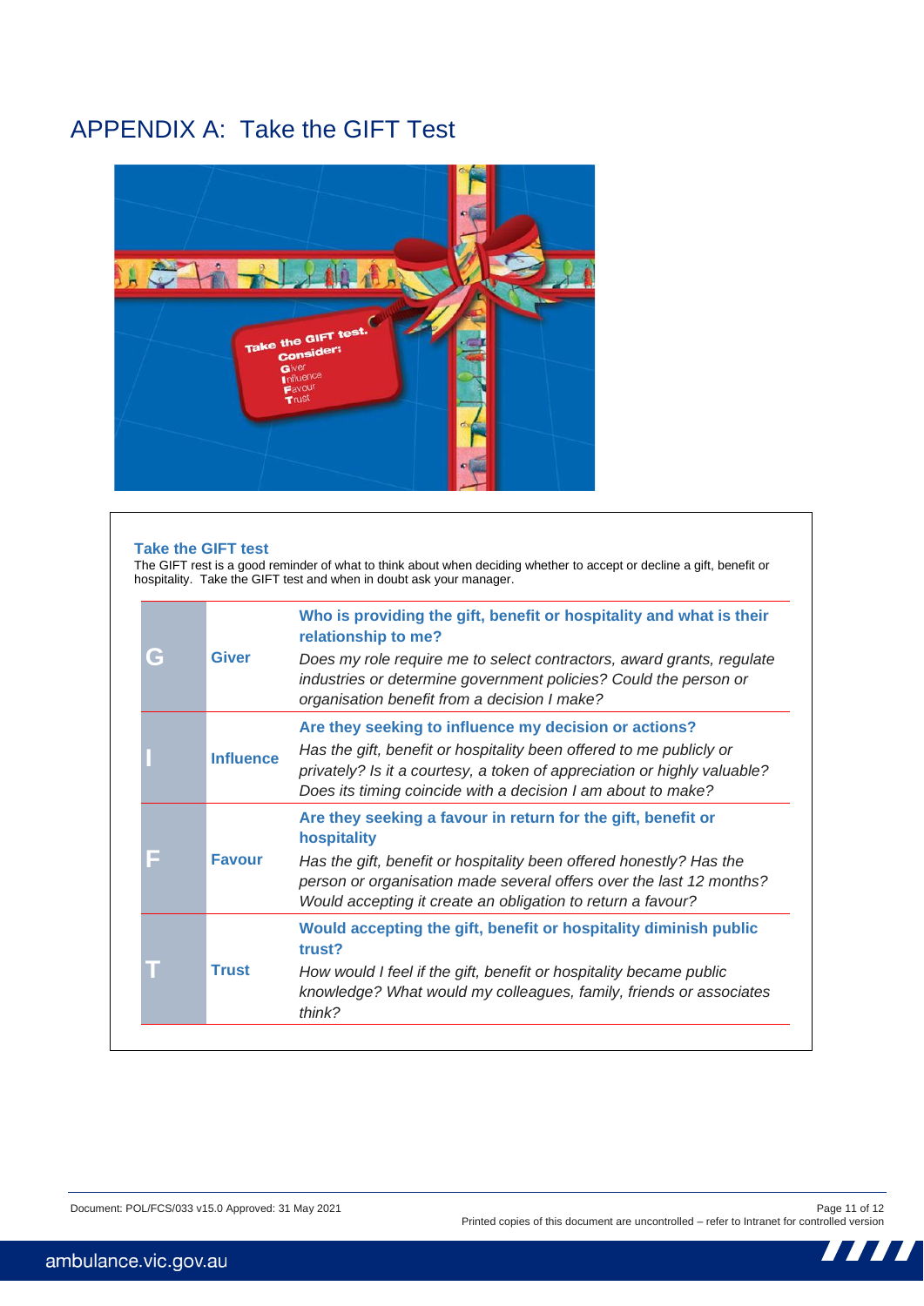# APPENDIX A: Take the GIFT Test

### Take the GIFT test

The GIFT rest is a good reminder of what to think about when deciding whether to accept or decline a gift, benefit or hospitality. Take the GIFT test and when in doubt ask your manager.

| | | |
|---|---|---|
| **G** | **Giver** | **Who is providing the gift, benefit or hospitality and what is their relationship to me?**<br>*Does my role require me to select contractors, award grants, regulate industries or determine government policies? Could the person or organisation benefit from a decision I make?* |
| **I** | **Influence** | **Are they seeking to influence my decision or actions?**<br>*Has the gift, benefit or hospitality been offered to me publicly or privately? Is it a courtesy, a token of appreciation or highly valuable? Does its timing coincide with a decision I am about to make?* |
| **F** | **Favour** | **Are they seeking a favour in return for the gift, benefit or hospitality**<br>*Has the gift, benefit or hospitality been offered honestly? Has the person or organisation made several offers over the last 12 months? Would accepting it create an obligation to return a favour?* |
| **T** | **Trust** | **Would accepting the gift, benefit or hospitality diminish public trust?**<br>*How would I feel if the gift, benefit or hospitality became public knowledge? What would my colleagues, family, friends or associates think?* |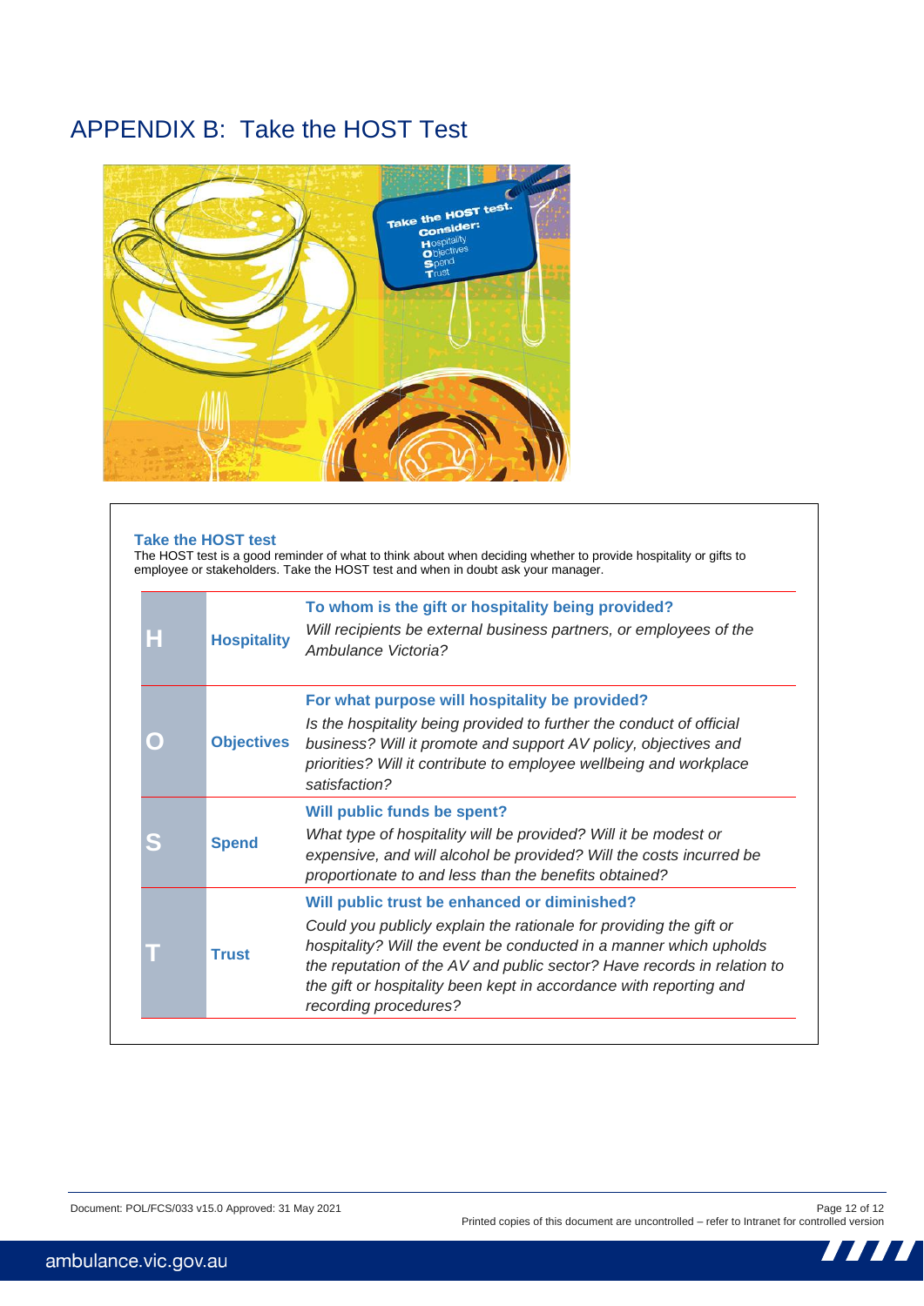# APPENDIX B: Take the HOST Test

### Take the HOST test

The HOST test is a good reminder of what to think about when deciding whether to provide hospitality or gifts to employee or stakeholders. Take the HOST test and when in doubt ask your manager.

| | | |
|---|---|---|
| **H** | **Hospitality** | **To whom is the gift or hospitality being provided?**<br>*Will recipients be external business partners, or employees of the Ambulance Victoria?* |
| **O** | **Objectives** | **For what purpose will hospitality be provided?**<br>*Is the hospitality being provided to further the conduct of official business? Will it promote and support AV policy, objectives and priorities? Will it contribute to employee wellbeing and workplace satisfaction?* |
| **S** | **Spend** | **Will public funds be spent?**<br>*What type of hospitality will be provided? Will it be modest or expensive, and will alcohol be provided? Will the costs incurred be proportionate to and less than the benefits obtained?* |
| **T** | **Trust** | **Will public trust be enhanced or diminished?**<br>*Could you publicly explain the rationale for providing the gift or hospitality? Will the event be conducted in a manner which upholds the reputation of the AV and public sector? Have records in relation to the gift or hospitality been kept in accordance with reporting and recording procedures?* |